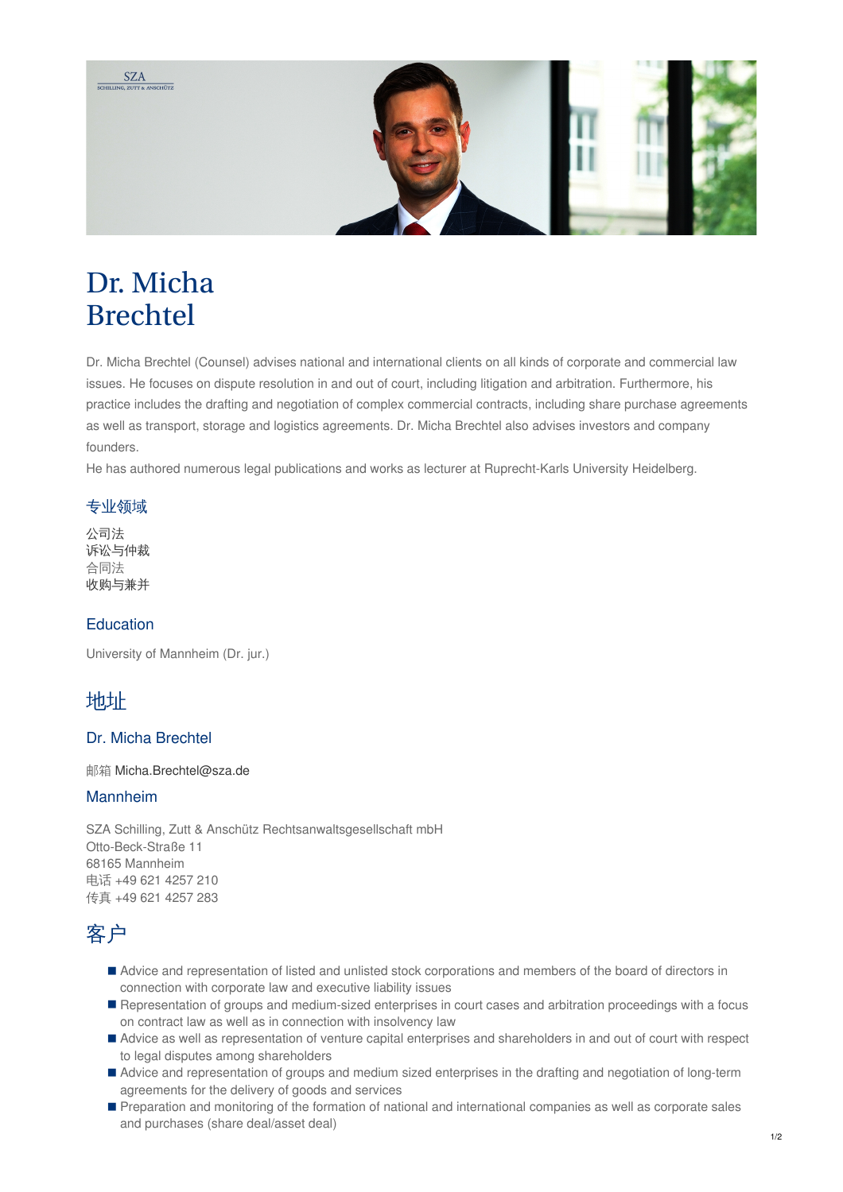# Dr. Micha Brechtel

Dr. Micha Brechtel (Counsel) advises national and international clients on all kinds of corporate and commercial law issues. He focuses on dispute resolution in and out of court, including litigation and arbitration. Furthermore, his practice includes the drafting and negotiation of complex commercial contracts, including share purchase agreements as well as transport, storage and logistics agreements. Dr. Micha Brechtel also advises investors and company founders.

He has authored numerous legal publications and works as lecturer at Ruprecht-Karls University Heidelberg.

### 专业领域

公司法
诉讼与仲裁
合同法
收购与兼并

### Education

University of Mannheim (Dr. jur.)

## 地址

### Dr. Micha Brechtel

邮箱 Micha.Brechtel@sza.de

### Mannheim

SZA Schilling, Zutt & Anschütz Rechtsanwaltsgesellschaft mbH
Otto-Beck-Straße 11
68165 Mannheim
电话 +49 621 4257 210
传真 +49 621 4257 283

## 客户

- Advice and representation of listed and unlisted stock corporations and members of the board of directors in connection with corporate law and executive liability issues
- Representation of groups and medium-sized enterprises in court cases and arbitration proceedings with a focus on contract law as well as in connection with insolvency law
- Advice as well as representation of venture capital enterprises and shareholders in and out of court with respect to legal disputes among shareholders
- Advice and representation of groups and medium sized enterprises in the drafting and negotiation of long-term agreements for the delivery of goods and services
- Preparation and monitoring of the formation of national and international companies as well as corporate sales and purchases (share deal/asset deal)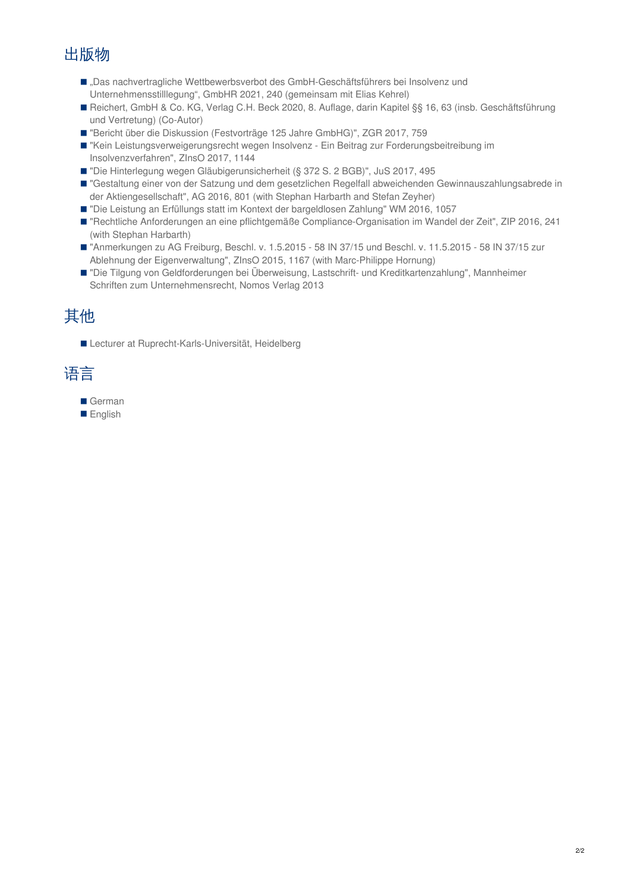## 出版物

- „Das nachvertragliche Wettbewerbsverbot des GmbH-Geschäftsführers bei Insolvenz und Unternehmensstilllegung", GmbHR 2021, 240 (gemeinsam mit Elias Kehrel)
- Reichert, GmbH & Co. KG, Verlag C.H. Beck 2020, 8. Auflage, darin Kapitel §§ 16, 63 (insb. Geschäftsführung und Vertretung) (Co-Autor)
- "Bericht über die Diskussion (Festvorträge 125 Jahre GmbHG)", ZGR 2017, 759
- "Kein Leistungsverweigerungsrecht wegen Insolvenz - Ein Beitrag zur Forderungsbeitreibung im Insolvenzverfahren", ZInsO 2017, 1144
- "Die Hinterlegung wegen Gläubigerunsicherheit (§ 372 S. 2 BGB)", JuS 2017, 495
- "Gestaltung einer von der Satzung und dem gesetzlichen Regelfall abweichenden Gewinnauszahlungsabrede in der Aktiengesellschaft", AG 2016, 801 (with Stephan Harbarth and Stefan Zeyher)
- "Die Leistung an Erfüllungs statt im Kontext der bargeldlosen Zahlung" WM 2016, 1057
- "Rechtliche Anforderungen an eine pflichtgemäße Compliance-Organisation im Wandel der Zeit", ZIP 2016, 241 (with Stephan Harbarth)
- "Anmerkungen zu AG Freiburg, Beschl. v. 1.5.2015 - 58 IN 37/15 und Beschl. v. 11.5.2015 - 58 IN 37/15 zur Ablehnung der Eigenverwaltung", ZInsO 2015, 1167 (with Marc-Philippe Hornung)
- "Die Tilgung von Geldforderungen bei Überweisung, Lastschrift- und Kreditkartenzahlung", Mannheimer Schriften zum Unternehmensrecht, Nomos Verlag 2013

## 其他

- Lecturer at Ruprecht-Karls-Universität, Heidelberg

## 语言

- German
- English